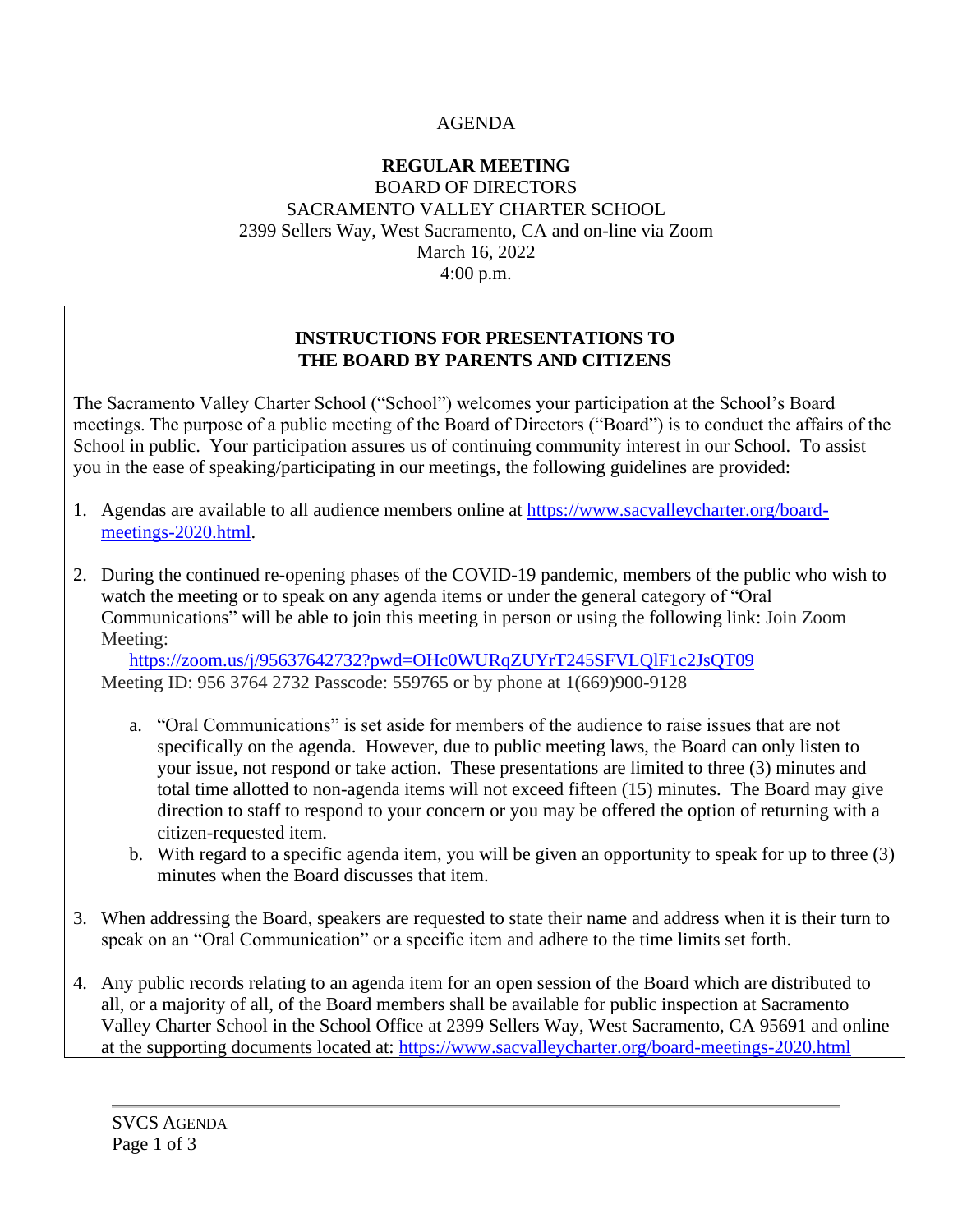AGENDA

**REGULAR MEETING**
BOARD OF DIRECTORS
SACRAMENTO VALLEY CHARTER SCHOOL
2399 Sellers Way, West Sacramento, CA and on-line via Zoom
March 16, 2022
4:00 p.m.

## INSTRUCTIONS FOR PRESENTATIONS TO THE BOARD BY PARENTS AND CITIZENS

The Sacramento Valley Charter School ("School") welcomes your participation at the School's Board meetings. The purpose of a public meeting of the Board of Directors ("Board") is to conduct the affairs of the School in public. Your participation assures us of continuing community interest in our School. To assist you in the ease of speaking/participating in our meetings, the following guidelines are provided:

1. Agendas are available to all audience members online at https://www.sacvalleycharter.org/board-meetings-2020.html.
2. During the continued re-opening phases of the COVID-19 pandemic, members of the public who wish to watch the meeting or to speak on any agenda items or under the general category of "Oral Communications" will be able to join this meeting in person or using the following link: Join Zoom Meeting:
   https://zoom.us/j/95637642732?pwd=OHc0WURqZUYrT245SFVLQlF1c2JsQT09
   Meeting ID: 956 3764 2732 Passcode: 559765 or by phone at 1(669)900-9128
   a. "Oral Communications" is set aside for members of the audience to raise issues that are not specifically on the agenda. However, due to public meeting laws, the Board can only listen to your issue, not respond or take action. These presentations are limited to three (3) minutes and total time allotted to non-agenda items will not exceed fifteen (15) minutes. The Board may give direction to staff to respond to your concern or you may be offered the option of returning with a citizen-requested item.
   b. With regard to a specific agenda item, you will be given an opportunity to speak for up to three (3) minutes when the Board discusses that item.
3. When addressing the Board, speakers are requested to state their name and address when it is their turn to speak on an "Oral Communication" or a specific item and adhere to the time limits set forth.
4. Any public records relating to an agenda item for an open session of the Board which are distributed to all, or a majority of all, of the Board members shall be available for public inspection at Sacramento Valley Charter School in the School Office at 2399 Sellers Way, West Sacramento, CA 95691 and online at the supporting documents located at: https://www.sacvalleycharter.org/board-meetings-2020.html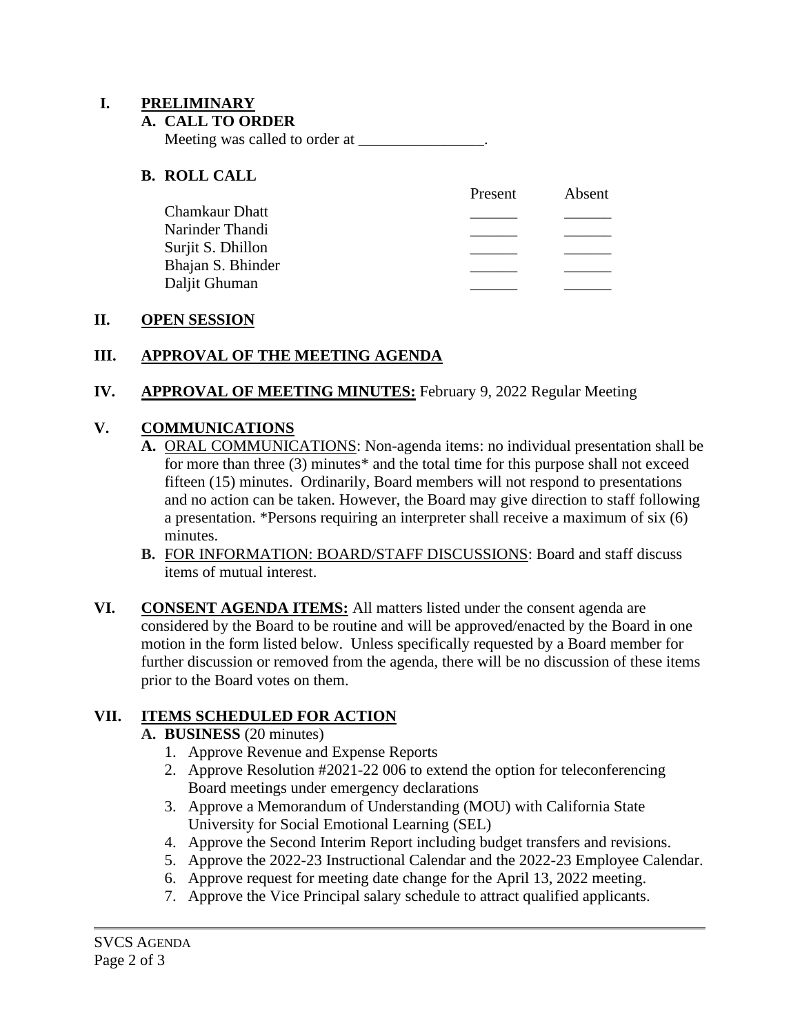## I. PRELIMINARY

### A. CALL TO ORDER

Meeting was called to order at ________________.

### B. ROLL CALL

| | Present | Absent |
|---|---|---|
| Chamkaur Dhatt | ______ | ______ |
| Narinder Thandi | ______ | ______ |
| Surjit S. Dhillon | ______ | ______ |
| Bhajan S. Bhinder | ______ | ______ |
| Daljit Ghuman | ______ | ______ |

## II. OPEN SESSION

## III. APPROVAL OF THE MEETING AGENDA

## IV. APPROVAL OF MEETING MINUTES: February 9, 2022 Regular Meeting

## V. COMMUNICATIONS

**A.** ORAL COMMUNICATIONS: Non-agenda items: no individual presentation shall be for more than three (3) minutes* and the total time for this purpose shall not exceed fifteen (15) minutes. Ordinarily, Board members will not respond to presentations and no action can be taken. However, the Board may give direction to staff following a presentation. *Persons requiring an interpreter shall receive a maximum of six (6) minutes.

**B.** FOR INFORMATION: BOARD/STAFF DISCUSSIONS: Board and staff discuss items of mutual interest.

## VI. CONSENT AGENDA ITEMS:

All matters listed under the consent agenda are considered by the Board to be routine and will be approved/enacted by the Board in one motion in the form listed below. Unless specifically requested by a Board member for further discussion or removed from the agenda, there will be no discussion of these items prior to the Board votes on them.

## VII. ITEMS SCHEDULED FOR ACTION

**A. BUSINESS** (20 minutes)

1. Approve Revenue and Expense Reports
2. Approve Resolution #2021-22 006 to extend the option for teleconferencing Board meetings under emergency declarations
3. Approve a Memorandum of Understanding (MOU) with California State University for Social Emotional Learning (SEL)
4. Approve the Second Interim Report including budget transfers and revisions.
5. Approve the 2022-23 Instructional Calendar and the 2022-23 Employee Calendar.
6. Approve request for meeting date change for the April 13, 2022 meeting.
7. Approve the Vice Principal salary schedule to attract qualified applicants.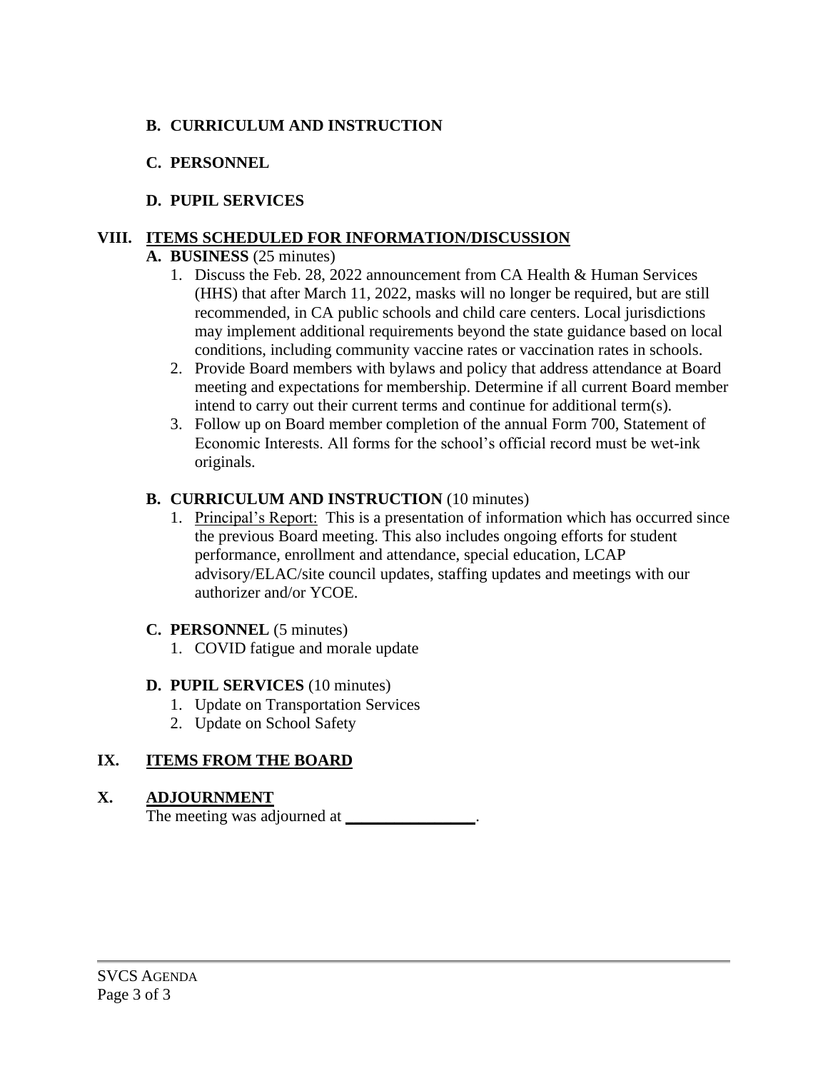**B. CURRICULUM AND INSTRUCTION**

**C. PERSONNEL**

**D. PUPIL SERVICES**

## VIII. ITEMS SCHEDULED FOR INFORMATION/DISCUSSION

**A. BUSINESS** (25 minutes)

1. Discuss the Feb. 28, 2022 announcement from CA Health & Human Services (HHS) that after March 11, 2022, masks will no longer be required, but are still recommended, in CA public schools and child care centers. Local jurisdictions may implement additional requirements beyond the state guidance based on local conditions, including community vaccine rates or vaccination rates in schools.
2. Provide Board members with bylaws and policy that address attendance at Board meeting and expectations for membership. Determine if all current Board member intend to carry out their current terms and continue for additional term(s).
3. Follow up on Board member completion of the annual Form 700, Statement of Economic Interests. All forms for the school's official record must be wet-ink originals.

**B. CURRICULUM AND INSTRUCTION** (10 minutes)

1. Principal's Report: This is a presentation of information which has occurred since the previous Board meeting. This also includes ongoing efforts for student performance, enrollment and attendance, special education, LCAP advisory/ELAC/site council updates, staffing updates and meetings with our authorizer and/or YCOE.

**C. PERSONNEL** (5 minutes)

1. COVID fatigue and morale update

**D. PUPIL SERVICES** (10 minutes)

1. Update on Transportation Services
2. Update on School Safety

## IX. ITEMS FROM THE BOARD

## X. ADJOURNMENT

The meeting was adjourned at ________________.